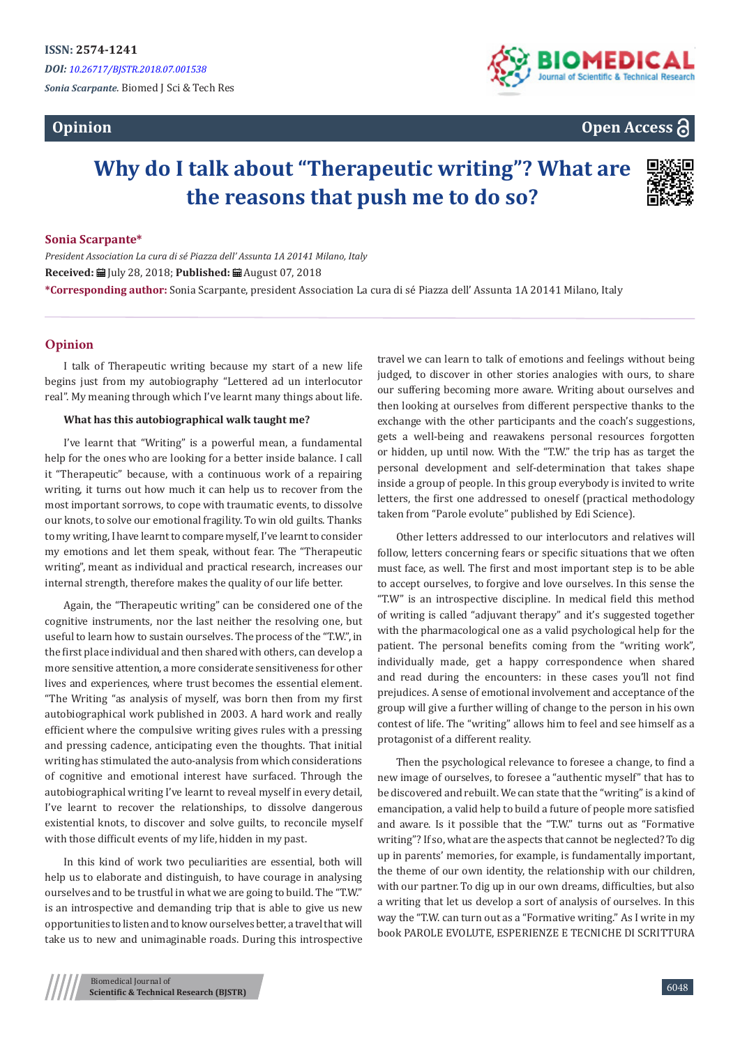ISSN: 2574-1241

*DOI: 10.26717/BJSTR.2018.07.001538*

*Sonia Scarpante.* Biomed J Sci & Tech Res

**Opinion** **Open Access**

# Why do I talk about "Therapeutic writing"? What are the reasons that push me to do so?

**Sonia Scarpante***

*President Association La cura di sé Piazza dell' Assunta 1A 20141 Milano, Italy*

**Received:** July 28, 2018; **Published:** August 07, 2018

***Corresponding author:** Sonia Scarpante, president Association La cura di sé Piazza dell' Assunta 1A 20141 Milano, Italy

## Opinion

I talk of Therapeutic writing because my start of a new life begins just from my autobiography "Lettered ad un interlocutor real". My meaning through which I've learnt many things about life.

**What has this autobiographical walk taught me?**

I've learnt that "Writing" is a powerful mean, a fundamental help for the ones who are looking for a better inside balance. I call it "Therapeutic" because, with a continuous work of a repairing writing, it turns out how much it can help us to recover from the most important sorrows, to cope with traumatic events, to dissolve our knots, to solve our emotional fragility. To win old guilts. Thanks to my writing, I have learnt to compare myself, I've learnt to consider my emotions and let them speak, without fear. The "Therapeutic writing", meant as individual and practical research, increases our internal strength, therefore makes the quality of our life better.

Again, the "Therapeutic writing" can be considered one of the cognitive instruments, nor the last neither the resolving one, but useful to learn how to sustain ourselves. The process of the "T.W.", in the first place individual and then shared with others, can develop a more sensitive attention, a more considerate sensitiveness for other lives and experiences, where trust becomes the essential element. "The Writing "as analysis of myself, was born then from my first autobiographical work published in 2003. A hard work and really efficient where the compulsive writing gives rules with a pressing and pressing cadence, anticipating even the thoughts. That initial writing has stimulated the auto-analysis from which considerations of cognitive and emotional interest have surfaced. Through the autobiographical writing I've learnt to reveal myself in every detail, I've learnt to recover the relationships, to dissolve dangerous existential knots, to discover and solve guilts, to reconcile myself with those difficult events of my life, hidden in my past.

In this kind of work two peculiarities are essential, both will help us to elaborate and distinguish, to have courage in analysing ourselves and to be trustful in what we are going to build. The "T.W." is an introspective and demanding trip that is able to give us new opportunities to listen and to know ourselves better, a travel that will take us to new and unimaginable roads. During this introspective travel we can learn to talk of emotions and feelings without being judged, to discover in other stories analogies with ours, to share our suffering becoming more aware. Writing about ourselves and then looking at ourselves from different perspective thanks to the exchange with the other participants and the coach's suggestions, gets a well-being and reawakens personal resources forgotten or hidden, up until now. With the "T.W." the trip has as target the personal development and self-determination that takes shape inside a group of people. In this group everybody is invited to write letters, the first one addressed to oneself (practical methodology taken from "Parole evolute" published by Edi Science).

Other letters addressed to our interlocutors and relatives will follow, letters concerning fears or specific situations that we often must face, as well. The first and most important step is to be able to accept ourselves, to forgive and love ourselves. In this sense the "T.W" is an introspective discipline. In medical field this method of writing is called "adjuvant therapy" and it's suggested together with the pharmacological one as a valid psychological help for the patient. The personal benefits coming from the "writing work", individually made, get a happy correspondence when shared and read during the encounters: in these cases you'll not find prejudices. A sense of emotional involvement and acceptance of the group will give a further willing of change to the person in his own contest of life. The "writing" allows him to feel and see himself as a protagonist of a different reality.

Then the psychological relevance to foresee a change, to find a new image of ourselves, to foresee a "authentic myself" that has to be discovered and rebuilt. We can state that the "writing" is a kind of emancipation, a valid help to build a future of people more satisfied and aware. Is it possible that the "T.W." turns out as "Formative writing"? If so, what are the aspects that cannot be neglected? To dig up in parents' memories, for example, is fundamentally important, the theme of our own identity, the relationship with our children, with our partner. To dig up in our own dreams, difficulties, but also a writing that let us develop a sort of analysis of ourselves. In this way the "T.W. can turn out as a "Formative writing." As I write in my book PAROLE EVOLUTE, ESPERIENZE E TECNICHE DI SCRITTURA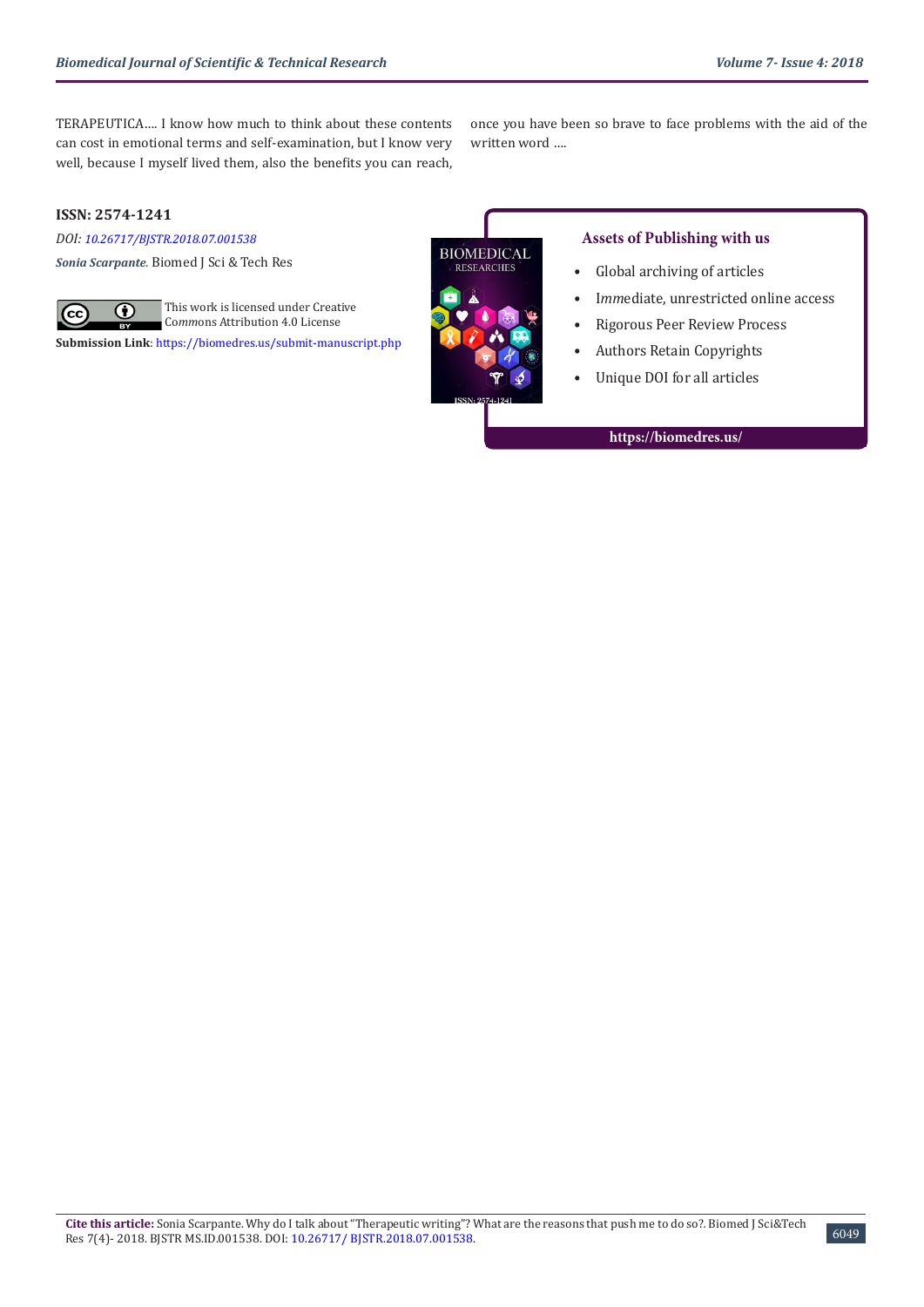TERAPEUTICA.... I know how much to think about these contents can cost in emotional terms and self-examination, but I know very well, because I myself lived them, also the benefits you can reach, once you have been so brave to face problems with the aid of the written word ....

**ISSN: 2574-1241**

*DOI: 10.26717/BJSTR.2018.07.001538*

***Sonia Scarpante.*** Biomed J Sci & Tech Res

This work is licensed under Creative Commons Attribution 4.0 License

**Submission Link**: https://biomedres.us/submit-manuscript.php

### Assets of Publishing with us

- Global archiving of articles
- Immediate, unrestricted online access
- Rigorous Peer Review Process
- Authors Retain Copyrights
- Unique DOI for all articles

**https://biomedres.us/**

**Cite this article:** Sonia Scarpante. Why do I talk about "Therapeutic writing"? What are the reasons that push me to do so?. Biomed J Sci&Tech Res 7(4)- 2018. BJSTR MS.ID.001538. DOI: 10.26717/ BJSTR.2018.07.001538.